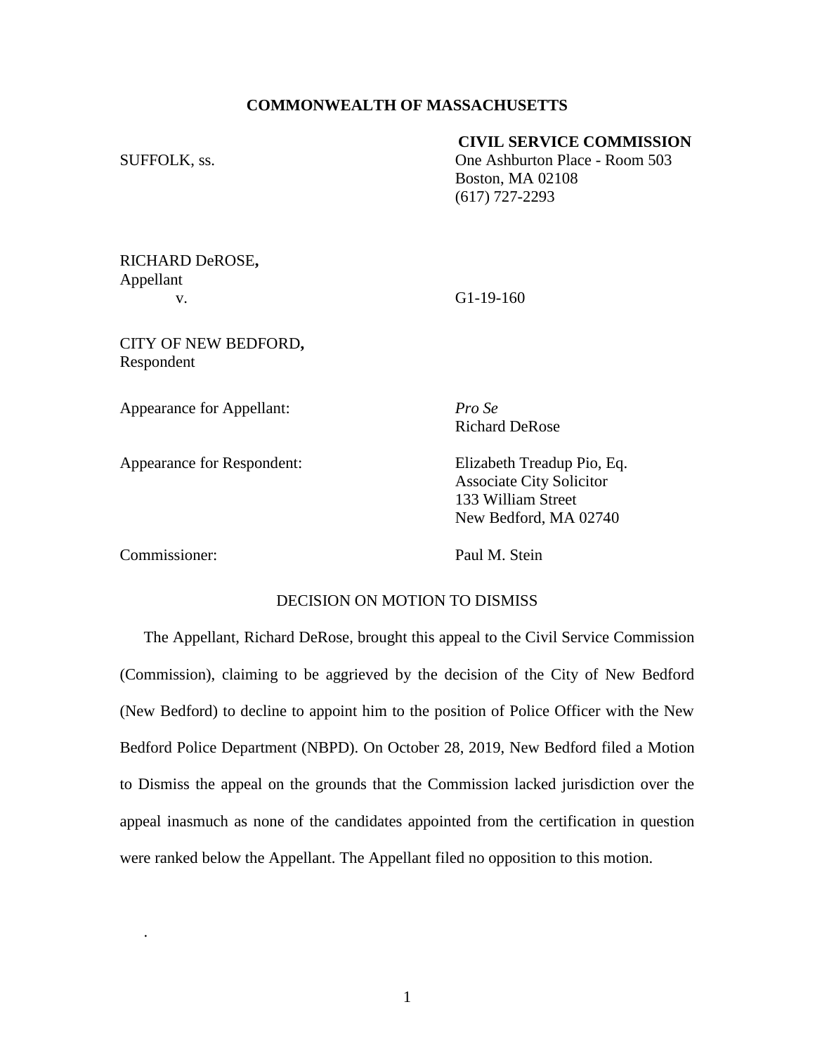**COMMONWEALTH OF MASSACHUSETTS**

**CIVIL SERVICE COMMISSION**

SUFFOLK, ss.

One Ashburton Place - Room 503
Boston, MA 02108
(617) 727-2293

RICHARD DeROSE**,**
Appellant

v. G1-19-160

CITY OF NEW BEDFORD**,**
Respondent

Appearance for Appellant: *Pro Se*
Richard DeRose

Appearance for Respondent: Elizabeth Treadup Pio, Eq.
Associate City Solicitor
133 William Street
New Bedford, MA 02740

Commissioner: Paul M. Stein

DECISION ON MOTION TO DISMISS

The Appellant, Richard DeRose, brought this appeal to the Civil Service Commission (Commission), claiming to be aggrieved by the decision of the City of New Bedford (New Bedford) to decline to appoint him to the position of Police Officer with the New Bedford Police Department (NBPD). On October 28, 2019, New Bedford filed a Motion to Dismiss the appeal on the grounds that the Commission lacked jurisdiction over the appeal inasmuch as none of the candidates appointed from the certification in question were ranked below the Appellant. The Appellant filed no opposition to this motion.

.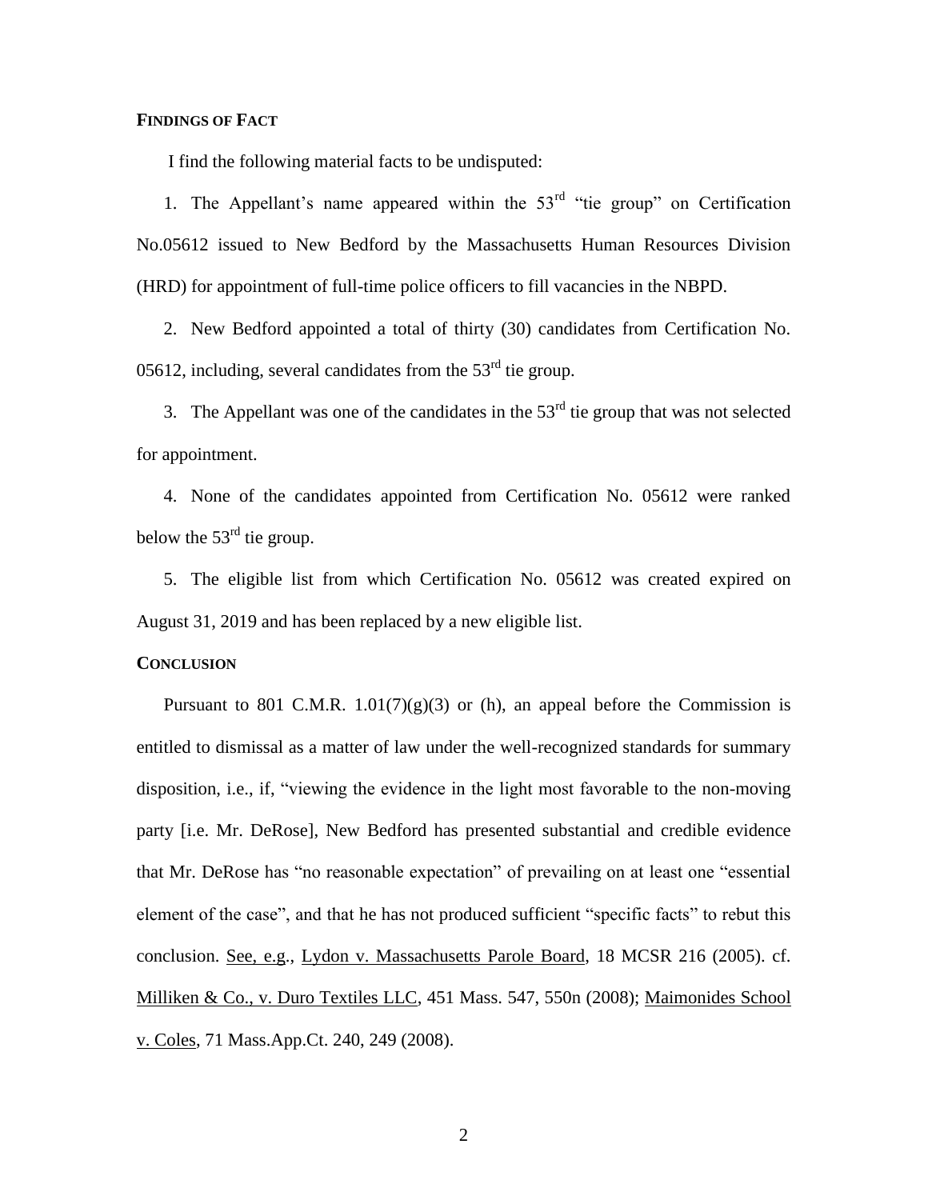**FINDINGS OF FACT**

I find the following material facts to be undisputed:

1. The Appellant's name appeared within the 53rd "tie group" on Certification No.05612 issued to New Bedford by the Massachusetts Human Resources Division (HRD) for appointment of full-time police officers to fill vacancies in the NBPD.

2. New Bedford appointed a total of thirty (30) candidates from Certification No. 05612, including, several candidates from the 53rd tie group.

3. The Appellant was one of the candidates in the 53rd tie group that was not selected for appointment.

4. None of the candidates appointed from Certification No. 05612 were ranked below the 53rd tie group.

5. The eligible list from which Certification No. 05612 was created expired on August 31, 2019 and has been replaced by a new eligible list.

**CONCLUSION**

Pursuant to 801 C.M.R. 1.01(7)(g)(3) or (h), an appeal before the Commission is entitled to dismissal as a matter of law under the well-recognized standards for summary disposition, i.e., if, "viewing the evidence in the light most favorable to the non-moving party [i.e. Mr. DeRose], New Bedford has presented substantial and credible evidence that Mr. DeRose has "no reasonable expectation" of prevailing on at least one "essential element of the case", and that he has not produced sufficient "specific facts" to rebut this conclusion. See, e.g., Lydon v. Massachusetts Parole Board, 18 MCSR 216 (2005). cf. Milliken & Co., v. Duro Textiles LLC, 451 Mass. 547, 550n (2008); Maimonides School v. Coles, 71 Mass.App.Ct. 240, 249 (2008).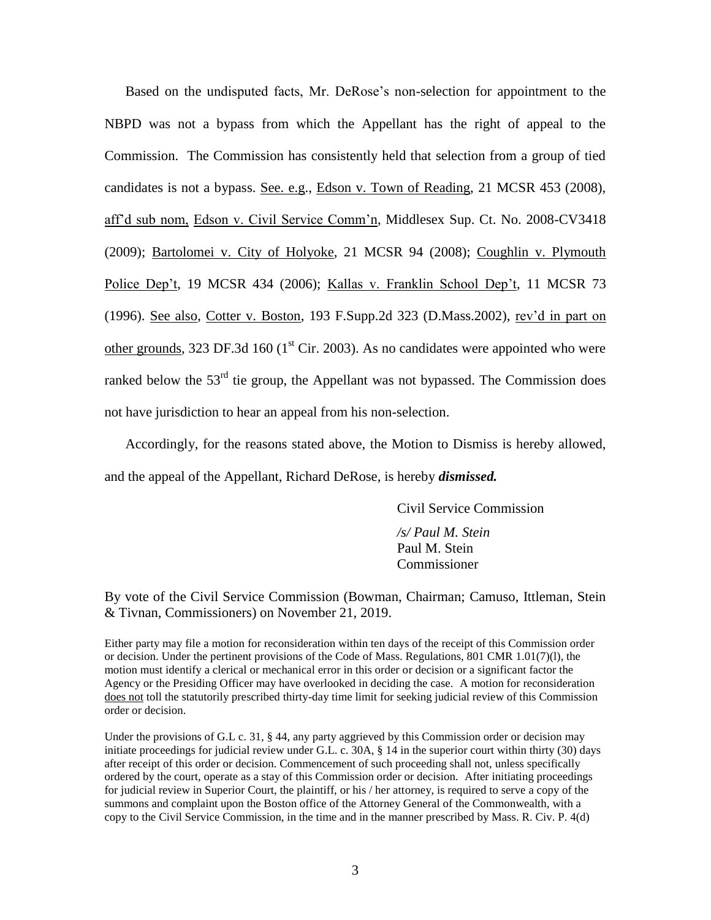Based on the undisputed facts, Mr. DeRose's non-selection for appointment to the NBPD was not a bypass from which the Appellant has the right of appeal to the Commission. The Commission has consistently held that selection from a group of tied candidates is not a bypass. See. e.g., Edson v. Town of Reading, 21 MCSR 453 (2008), aff'd sub nom, Edson v. Civil Service Comm'n, Middlesex Sup. Ct. No. 2008-CV3418 (2009); Bartolomei v. City of Holyoke, 21 MCSR 94 (2008); Coughlin v. Plymouth Police Dep't, 19 MCSR 434 (2006); Kallas v. Franklin School Dep't, 11 MCSR 73 (1996). See also, Cotter v. Boston, 193 F.Supp.2d 323 (D.Mass.2002), rev'd in part on other grounds, 323 DF.3d 160 (1st Cir. 2003). As no candidates were appointed who were ranked below the 53rd tie group, the Appellant was not bypassed. The Commission does not have jurisdiction to hear an appeal from his non-selection.

Accordingly, for the reasons stated above, the Motion to Dismiss is hereby allowed, and the appeal of the Appellant, Richard DeRose, is hereby ***dismissed.***

Civil Service Commission

*/s/ Paul M. Stein*
Paul M. Stein
Commissioner

By vote of the Civil Service Commission (Bowman, Chairman; Camuso, Ittleman, Stein & Tivnan, Commissioners) on November 21, 2019.

Either party may file a motion for reconsideration within ten days of the receipt of this Commission order or decision. Under the pertinent provisions of the Code of Mass. Regulations, 801 CMR 1.01(7)(l), the motion must identify a clerical or mechanical error in this order or decision or a significant factor the Agency or the Presiding Officer may have overlooked in deciding the case. A motion for reconsideration does not toll the statutorily prescribed thirty-day time limit for seeking judicial review of this Commission order or decision.

Under the provisions of G.L c. 31, § 44, any party aggrieved by this Commission order or decision may initiate proceedings for judicial review under G.L. c. 30A, § 14 in the superior court within thirty (30) days after receipt of this order or decision. Commencement of such proceeding shall not, unless specifically ordered by the court, operate as a stay of this Commission order or decision. After initiating proceedings for judicial review in Superior Court, the plaintiff, or his / her attorney, is required to serve a copy of the summons and complaint upon the Boston office of the Attorney General of the Commonwealth, with a copy to the Civil Service Commission, in the time and in the manner prescribed by Mass. R. Civ. P. 4(d)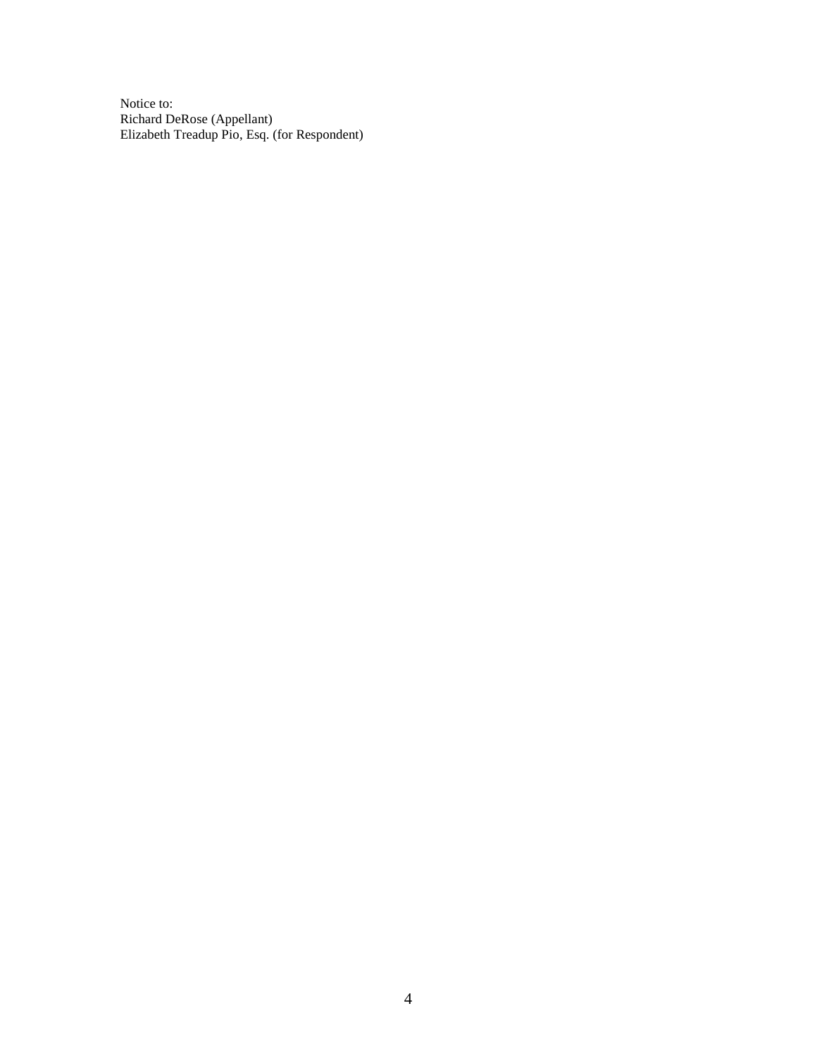Notice to:
Richard DeRose (Appellant)
Elizabeth Treadup Pio, Esq. (for Respondent)